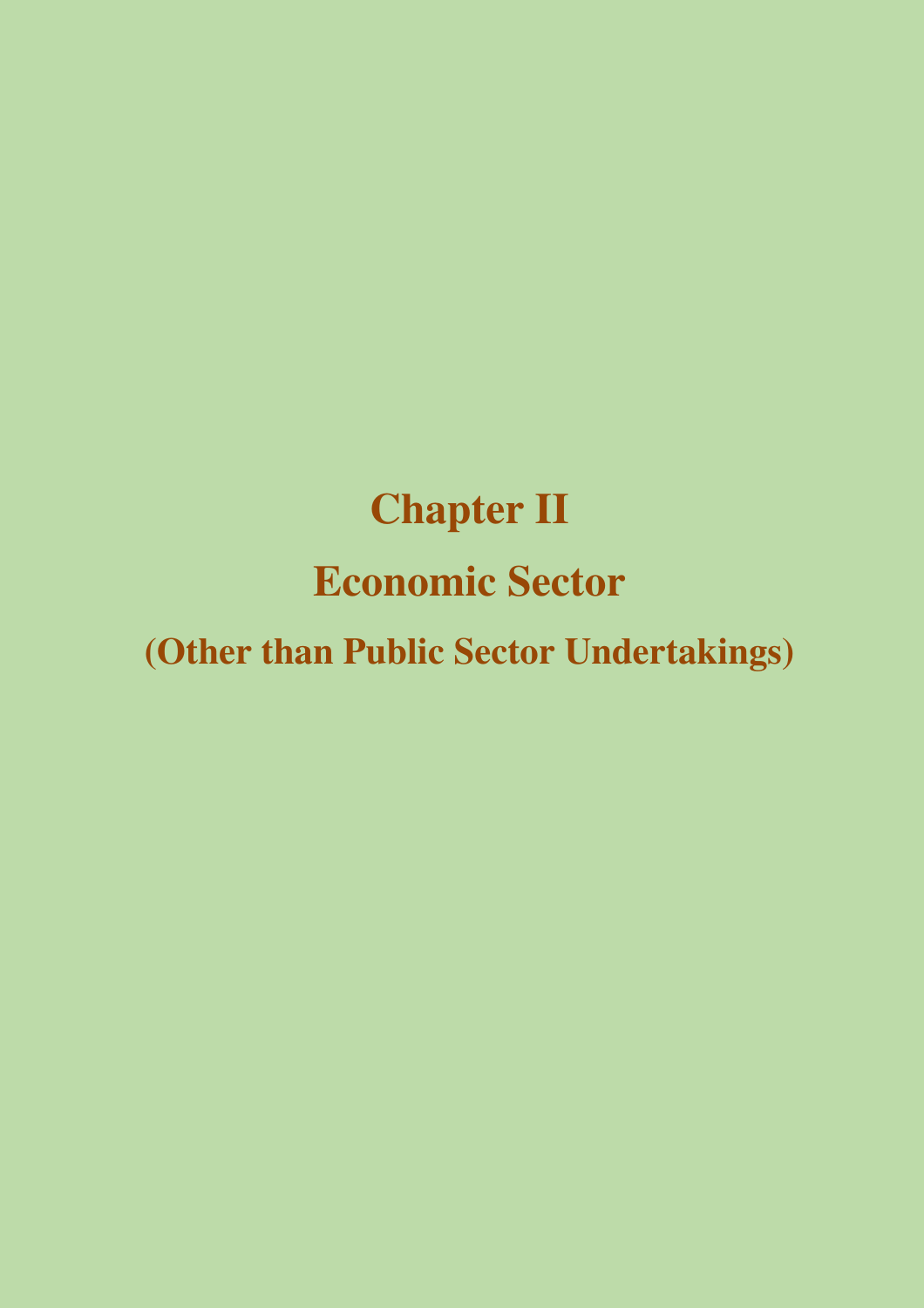# Chapter II

# Economic Sector

## (Other than Public Sector Undertakings)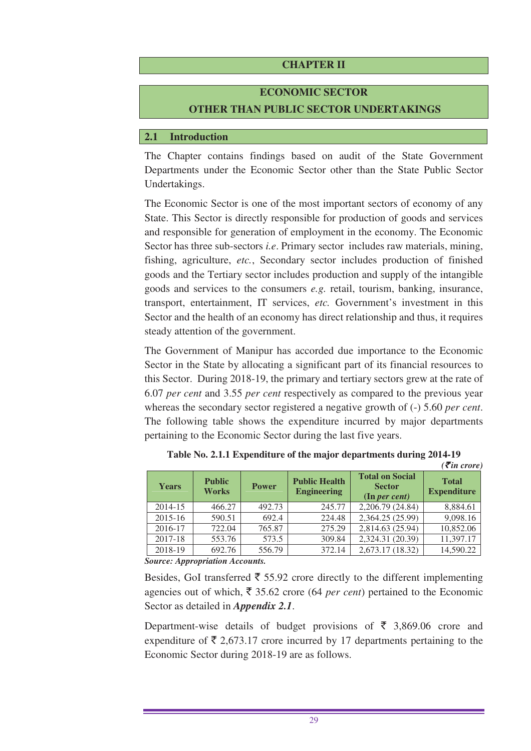# CHAPTER II

# ECONOMIC SECTOR
# OTHER THAN PUBLIC SECTOR UNDERTAKINGS

## 2.1 Introduction

The Chapter contains findings based on audit of the State Government Departments under the Economic Sector other than the State Public Sector Undertakings.

The Economic Sector is one of the most important sectors of economy of any State. This Sector is directly responsible for production of goods and services and responsible for generation of employment in the economy. The Economic Sector has three sub-sectors *i.e*. Primary sector includes raw materials, mining, fishing, agriculture, *etc.*, Secondary sector includes production of finished goods and the Tertiary sector includes production and supply of the intangible goods and services to the consumers *e.g.* retail, tourism, banking, insurance, transport, entertainment, IT services, *etc.* Government's investment in this Sector and the health of an economy has direct relationship and thus, it requires steady attention of the government.

The Government of Manipur has accorded due importance to the Economic Sector in the State by allocating a significant part of its financial resources to this Sector. During 2018-19, the primary and tertiary sectors grew at the rate of 6.07 *per cent* and 3.55 *per cent* respectively as compared to the previous year whereas the secondary sector registered a negative growth of (-) 5.60 *per cent*. The following table shows the expenditure incurred by major departments pertaining to the Economic Sector during the last five years.

**Table No. 2.1.1 Expenditure of the major departments during 2014-19**

*(₹in crore)*

| Years | Public Works | Power | Public Health Engineering | Total on Social Sector (In *per cent*) | Total Expenditure |
|---|---|---|---|---|---|
| 2014-15 | 466.27 | 492.73 | 245.77 | 2,206.79 (24.84) | 8,884.61 |
| 2015-16 | 590.51 | 692.4 | 224.48 | 2,364.25 (25.99) | 9,098.16 |
| 2016-17 | 722.04 | 765.87 | 275.29 | 2,814.63 (25.94) | 10,852.06 |
| 2017-18 | 553.76 | 573.5 | 309.84 | 2,324.31 (20.39) | 11,397.17 |
| 2018-19 | 692.76 | 556.79 | 372.14 | 2,673.17 (18.32) | 14,590.22 |

***Source: Appropriation Accounts.***

Besides, GoI transferred ₹ 55.92 crore directly to the different implementing agencies out of which, ₹ 35.62 crore (64 *per cent*) pertained to the Economic Sector as detailed in ***Appendix 2.1***.

Department-wise details of budget provisions of ₹ 3,869.06 crore and expenditure of ₹ 2,673.17 crore incurred by 17 departments pertaining to the Economic Sector during 2018-19 are as follows.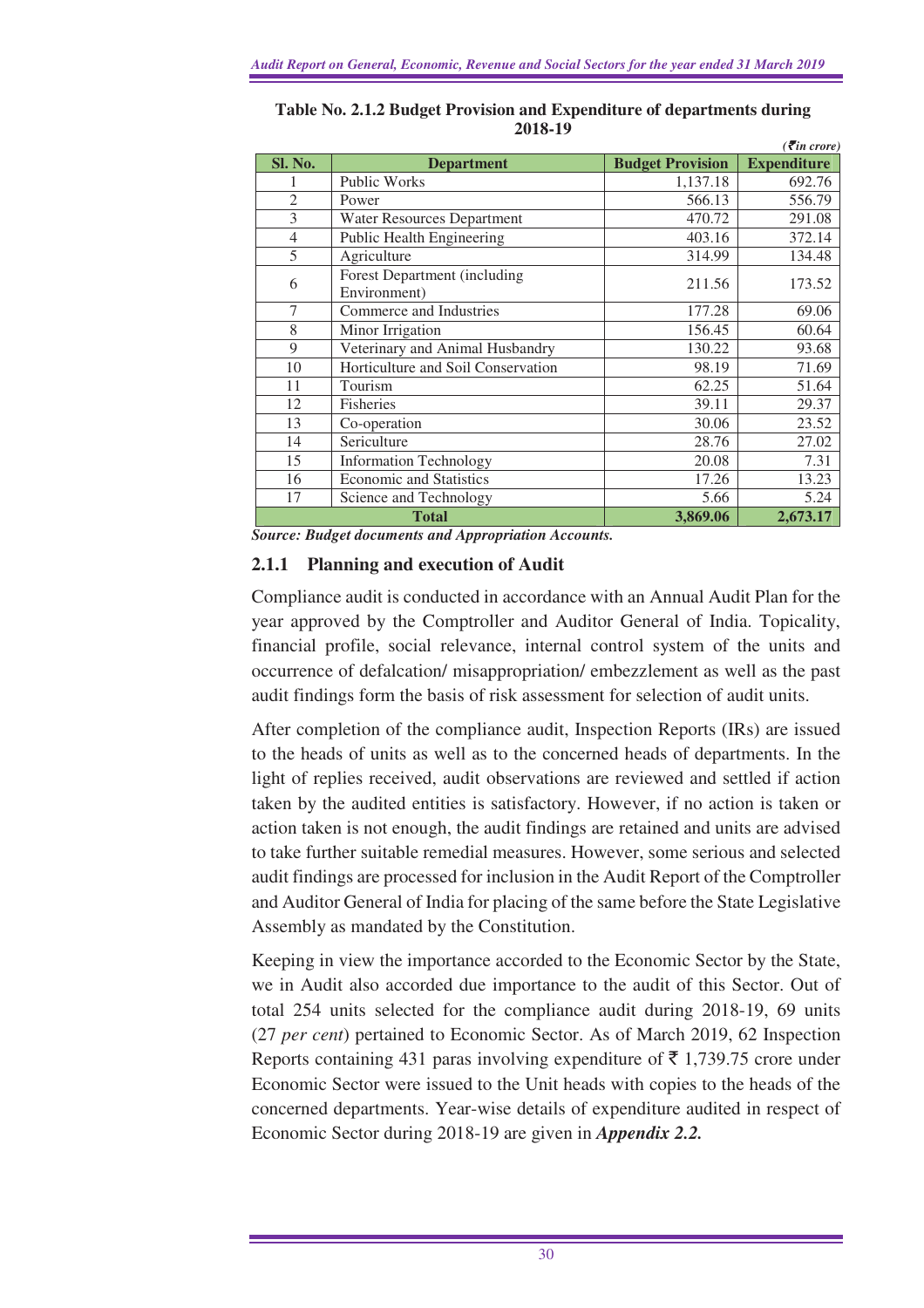**Table No. 2.1.2 Budget Provision and Expenditure of departments during 2018-19**

*(₹ in crore)*

| Sl. No. | Department | Budget Provision | Expenditure |
|---|---|---|---|
| 1 | Public Works | 1,137.18 | 692.76 |
| 2 | Power | 566.13 | 556.79 |
| 3 | Water Resources Department | 470.72 | 291.08 |
| 4 | Public Health Engineering | 403.16 | 372.14 |
| 5 | Agriculture | 314.99 | 134.48 |
| 6 | Forest Department (including Environment) | 211.56 | 173.52 |
| 7 | Commerce and Industries | 177.28 | 69.06 |
| 8 | Minor Irrigation | 156.45 | 60.64 |
| 9 | Veterinary and Animal Husbandry | 130.22 | 93.68 |
| 10 | Horticulture and Soil Conservation | 98.19 | 71.69 |
| 11 | Tourism | 62.25 | 51.64 |
| 12 | Fisheries | 39.11 | 29.37 |
| 13 | Co-operation | 30.06 | 23.52 |
| 14 | Sericulture | 28.76 | 27.02 |
| 15 | Information Technology | 20.08 | 7.31 |
| 16 | Economic and Statistics | 17.26 | 13.23 |
| 17 | Science and Technology | 5.66 | 5.24 |
| **Total** | | **3,869.06** | **2,673.17** |

***Source: Budget documents and Appropriation Accounts.***

### 2.1.1 Planning and execution of Audit

Compliance audit is conducted in accordance with an Annual Audit Plan for the year approved by the Comptroller and Auditor General of India. Topicality, financial profile, social relevance, internal control system of the units and occurrence of defalcation/ misappropriation/ embezzlement as well as the past audit findings form the basis of risk assessment for selection of audit units.

After completion of the compliance audit, Inspection Reports (IRs) are issued to the heads of units as well as to the concerned heads of departments. In the light of replies received, audit observations are reviewed and settled if action taken by the audited entities is satisfactory. However, if no action is taken or action taken is not enough, the audit findings are retained and units are advised to take further suitable remedial measures. However, some serious and selected audit findings are processed for inclusion in the Audit Report of the Comptroller and Auditor General of India for placing of the same before the State Legislative Assembly as mandated by the Constitution.

Keeping in view the importance accorded to the Economic Sector by the State, we in Audit also accorded due importance to the audit of this Sector. Out of total 254 units selected for the compliance audit during 2018-19, 69 units (27 *per cent*) pertained to Economic Sector. As of March 2019, 62 Inspection Reports containing 431 paras involving expenditure of ₹ 1,739.75 crore under Economic Sector were issued to the Unit heads with copies to the heads of the concerned departments. Year-wise details of expenditure audited in respect of Economic Sector during 2018-19 are given in ***Appendix 2.2.***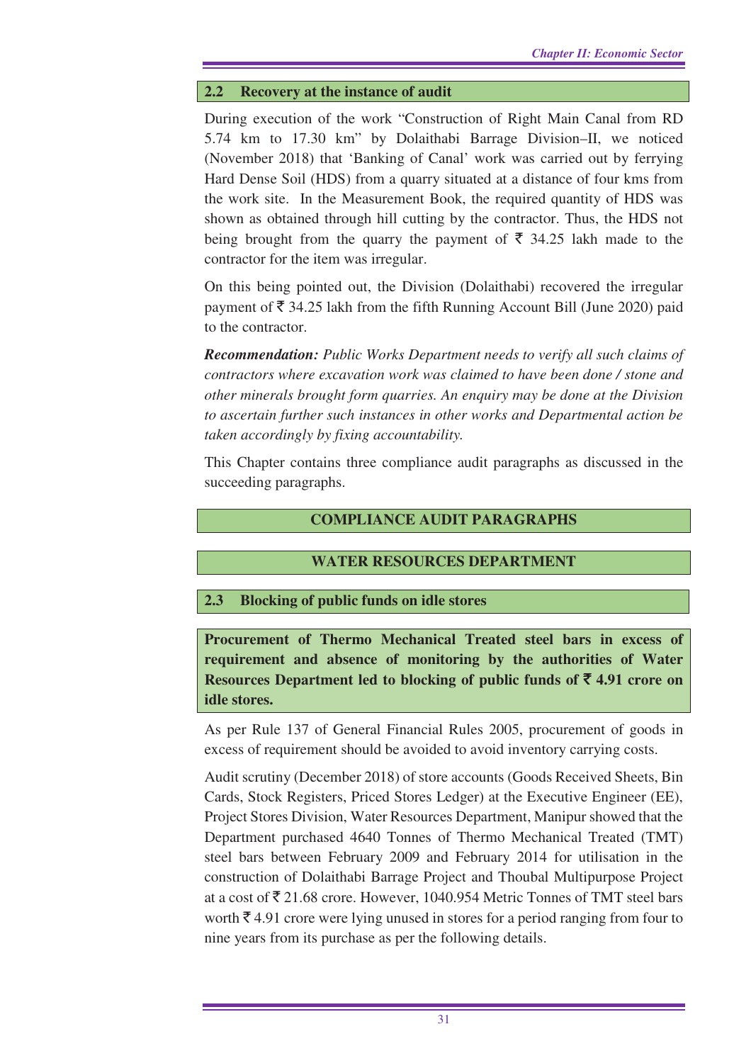## 2.2 Recovery at the instance of audit

During execution of the work "Construction of Right Main Canal from RD 5.74 km to 17.30 km" by Dolaithabi Barrage Division–II, we noticed (November 2018) that 'Banking of Canal' work was carried out by ferrying Hard Dense Soil (HDS) from a quarry situated at a distance of four kms from the work site. In the Measurement Book, the required quantity of HDS was shown as obtained through hill cutting by the contractor. Thus, the HDS not being brought from the quarry the payment of ₹ 34.25 lakh made to the contractor for the item was irregular.

On this being pointed out, the Division (Dolaithabi) recovered the irregular payment of ₹ 34.25 lakh from the fifth Running Account Bill (June 2020) paid to the contractor.

***Recommendation:*** *Public Works Department needs to verify all such claims of contractors where excavation work was claimed to have been done / stone and other minerals brought form quarries. An enquiry may be done at the Division to ascertain further such instances in other works and Departmental action be taken accordingly by fixing accountability.*

This Chapter contains three compliance audit paragraphs as discussed in the succeeding paragraphs.

## COMPLIANCE AUDIT PARAGRAPHS

## WATER RESOURCES DEPARTMENT

## 2.3 Blocking of public funds on idle stores

**Procurement of Thermo Mechanical Treated steel bars in excess of requirement and absence of monitoring by the authorities of Water Resources Department led to blocking of public funds of ₹ 4.91 crore on idle stores.**

As per Rule 137 of General Financial Rules 2005, procurement of goods in excess of requirement should be avoided to avoid inventory carrying costs.

Audit scrutiny (December 2018) of store accounts (Goods Received Sheets, Bin Cards, Stock Registers, Priced Stores Ledger) at the Executive Engineer (EE), Project Stores Division, Water Resources Department, Manipur showed that the Department purchased 4640 Tonnes of Thermo Mechanical Treated (TMT) steel bars between February 2009 and February 2014 for utilisation in the construction of Dolaithabi Barrage Project and Thoubal Multipurpose Project at a cost of ₹ 21.68 crore. However, 1040.954 Metric Tonnes of TMT steel bars worth ₹ 4.91 crore were lying unused in stores for a period ranging from four to nine years from its purchase as per the following details.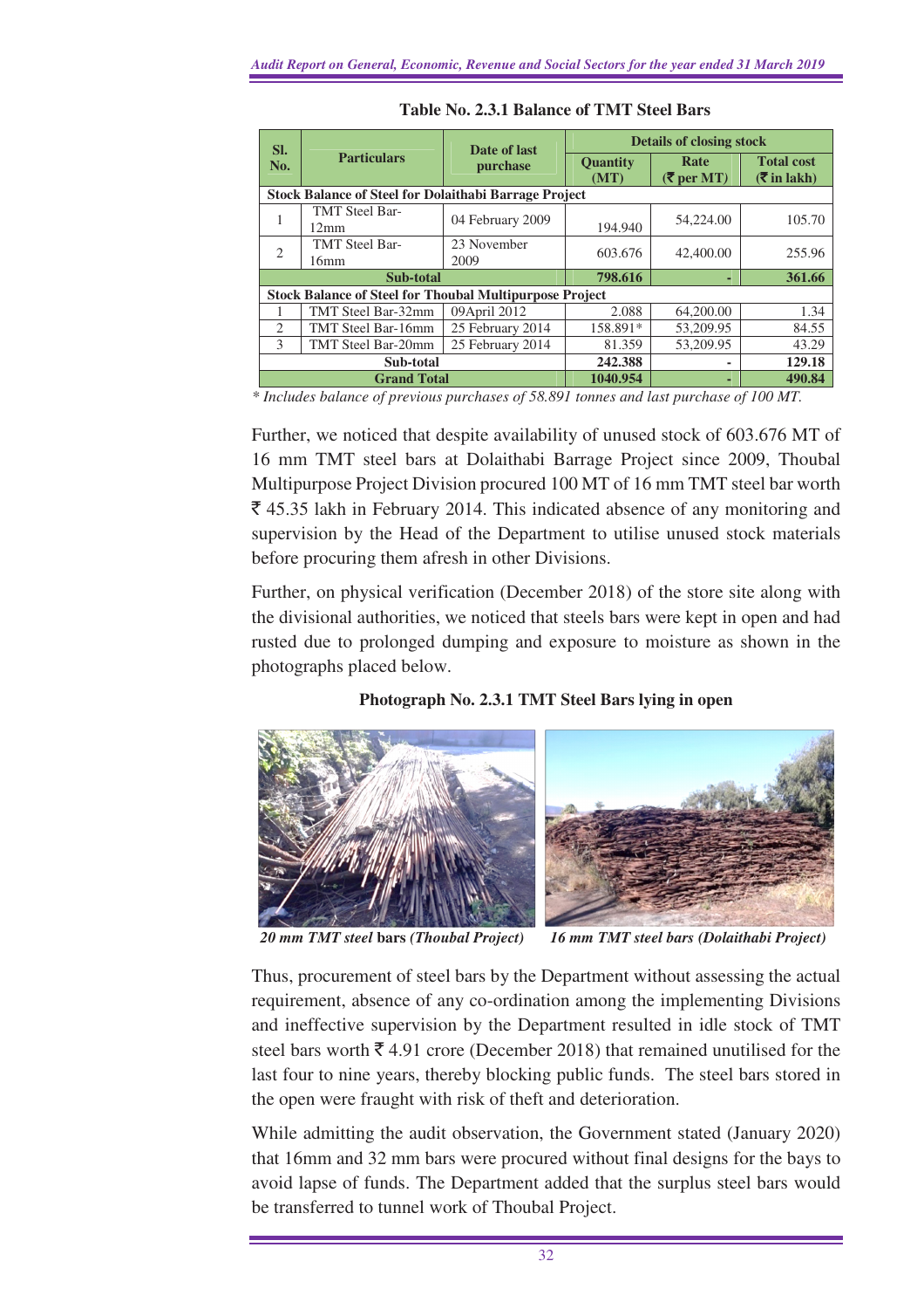**Table No. 2.3.1 Balance of TMT Steel Bars**

| Sl. No. | Particulars | Date of last purchase | Details of closing stock | | |
|---|---|---|---|---|---|
| | | | Quantity (MT) | Rate (₹ per MT) | Total cost (₹ in lakh) |
| **Stock Balance of Steel for Dolaithabi Barrage Project** | | | | | |
| 1 | TMT Steel Bar-12mm | 04 February 2009 | 194.940 | 54,224.00 | 105.70 |
| 2 | TMT Steel Bar-16mm | 23 November 2009 | 603.676 | 42,400.00 | 255.96 |
| **Sub-total** | | | **798.616** | **-** | **361.66** |
| **Stock Balance of Steel for Thoubal Multipurpose Project** | | | | | |
| 1 | TMT Steel Bar-32mm | 09April 2012 | 2.088 | 64,200.00 | 1.34 |
| 2 | TMT Steel Bar-16mm | 25 February 2014 | 158.891* | 53,209.95 | 84.55 |
| 3 | TMT Steel Bar-20mm | 25 February 2014 | 81.359 | 53,209.95 | 43.29 |
| **Sub-total** | | | **242.388** | **-** | **129.18** |
| **Grand Total** | | | **1040.954** | **-** | **490.84** |

*\* Includes balance of previous purchases of 58.891 tonnes and last purchase of 100 MT.*

Further, we noticed that despite availability of unused stock of 603.676 MT of 16 mm TMT steel bars at Dolaithabi Barrage Project since 2009, Thoubal Multipurpose Project Division procured 100 MT of 16 mm TMT steel bar worth ₹ 45.35 lakh in February 2014. This indicated absence of any monitoring and supervision by the Head of the Department to utilise unused stock materials before procuring them afresh in other Divisions.

Further, on physical verification (December 2018) of the store site along with the divisional authorities, we noticed that steels bars were kept in open and had rusted due to prolonged dumping and exposure to moisture as shown in the photographs placed below.

**Photograph No. 2.3.1 TMT Steel Bars lying in open**

*20 mm TMT steel* **bars** *(Thoubal Project)*

*16 mm TMT steel bars (Dolaithabi Project)*

Thus, procurement of steel bars by the Department without assessing the actual requirement, absence of any co-ordination among the implementing Divisions and ineffective supervision by the Department resulted in idle stock of TMT steel bars worth ₹ 4.91 crore (December 2018) that remained unutilised for the last four to nine years, thereby blocking public funds. The steel bars stored in the open were fraught with risk of theft and deterioration.

While admitting the audit observation, the Government stated (January 2020) that 16mm and 32 mm bars were procured without final designs for the bays to avoid lapse of funds. The Department added that the surplus steel bars would be transferred to tunnel work of Thoubal Project.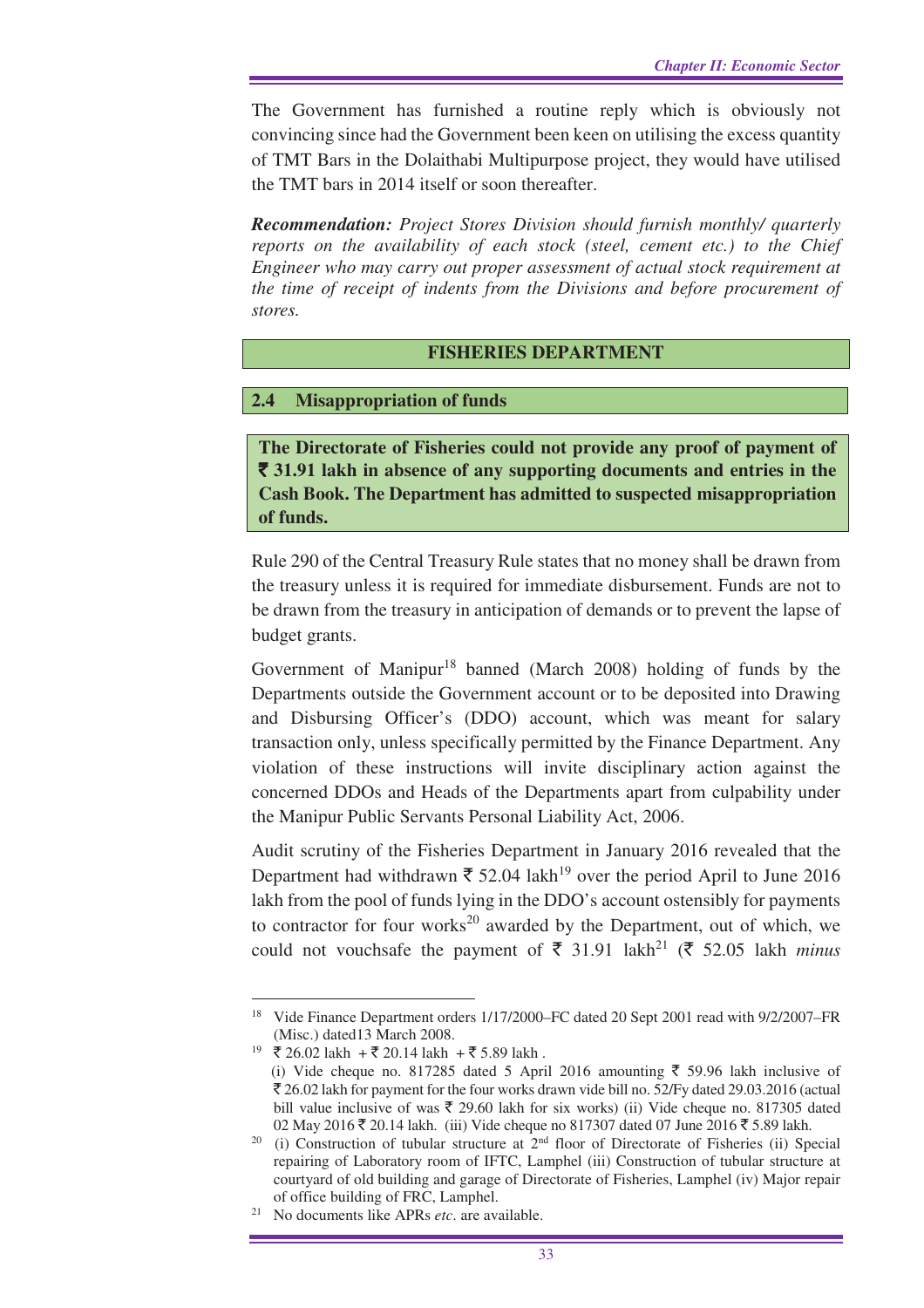The Government has furnished a routine reply which is obviously not convincing since had the Government been keen on utilising the excess quantity of TMT Bars in the Dolaithabi Multipurpose project, they would have utilised the TMT bars in 2014 itself or soon thereafter.

***Recommendation:*** *Project Stores Division should furnish monthly/ quarterly reports on the availability of each stock (steel, cement etc.) to the Chief Engineer who may carry out proper assessment of actual stock requirement at the time of receipt of indents from the Divisions and before procurement of stores.*

## FISHERIES DEPARTMENT

### 2.4 Misappropriation of funds

**The Directorate of Fisheries could not provide any proof of payment of ₹ 31.91 lakh in absence of any supporting documents and entries in the Cash Book. The Department has admitted to suspected misappropriation of funds.**

Rule 290 of the Central Treasury Rule states that no money shall be drawn from the treasury unless it is required for immediate disbursement. Funds are not to be drawn from the treasury in anticipation of demands or to prevent the lapse of budget grants.

Government of Manipur[18] banned (March 2008) holding of funds by the Departments outside the Government account or to be deposited into Drawing and Disbursing Officer's (DDO) account, which was meant for salary transaction only, unless specifically permitted by the Finance Department. Any violation of these instructions will invite disciplinary action against the concerned DDOs and Heads of the Departments apart from culpability under the Manipur Public Servants Personal Liability Act, 2006.

Audit scrutiny of the Fisheries Department in January 2016 revealed that the Department had withdrawn ₹ 52.04 lakh[19] over the period April to June 2016 lakh from the pool of funds lying in the DDO's account ostensibly for payments to contractor for four works[20] awarded by the Department, out of which, we could not vouchsafe the payment of ₹ 31.91 lakh[21] (₹ 52.05 lakh *minus*

---

[18] Vide Finance Department orders 1/17/2000–FC dated 20 Sept 2001 read with 9/2/2007–FR (Misc.) dated13 March 2008.

[19] ₹ 26.02 lakh + ₹ 20.14 lakh + ₹ 5.89 lakh .
(i) Vide cheque no. 817285 dated 5 April 2016 amounting ₹ 59.96 lakh inclusive of ₹ 26.02 lakh for payment for the four works drawn vide bill no. 52/Fy dated 29.03.2016 (actual bill value inclusive of was ₹ 29.60 lakh for six works) (ii) Vide cheque no. 817305 dated 02 May 2016 ₹ 20.14 lakh. (iii) Vide cheque no 817307 dated 07 June 2016 ₹ 5.89 lakh.

[20] (i) Construction of tubular structure at 2nd floor of Directorate of Fisheries (ii) Special repairing of Laboratory room of IFTC, Lamphel (iii) Construction of tubular structure at courtyard of old building and garage of Directorate of Fisheries, Lamphel (iv) Major repair of office building of FRC, Lamphel.

[21] No documents like APRs *etc.* are available.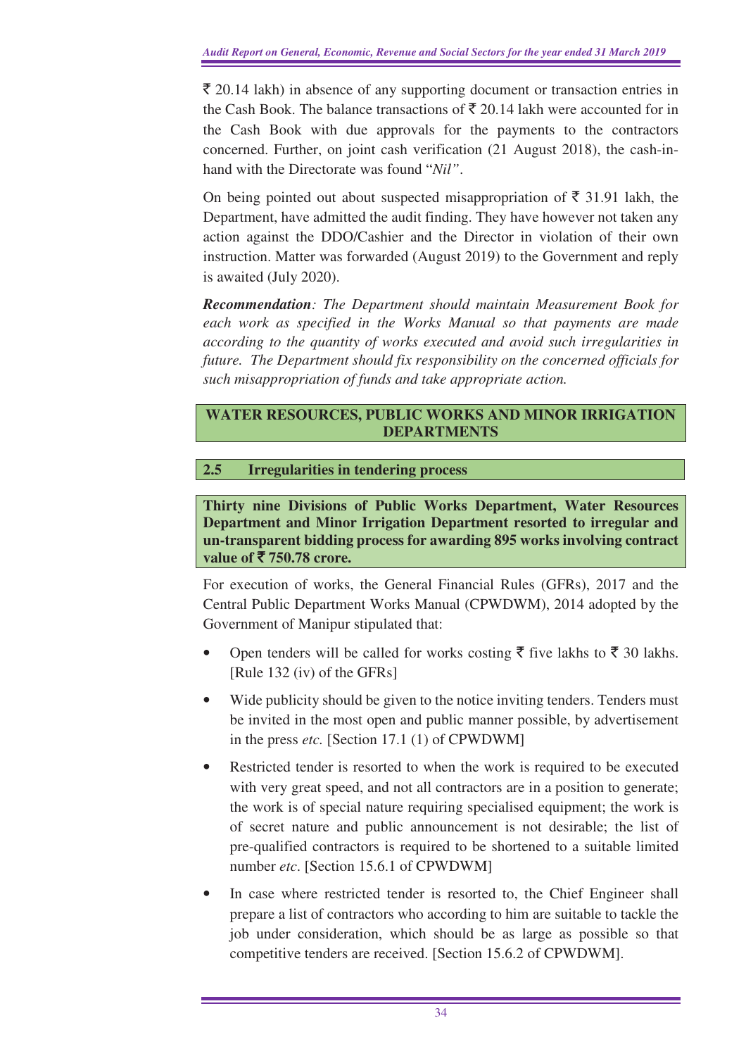₹ 20.14 lakh) in absence of any supporting document or transaction entries in the Cash Book. The balance transactions of ₹ 20.14 lakh were accounted for in the Cash Book with due approvals for the payments to the contractors concerned. Further, on joint cash verification (21 August 2018), the cash-in-hand with the Directorate was found "*Nil"*.

On being pointed out about suspected misappropriation of ₹ 31.91 lakh, the Department, have admitted the audit finding. They have however not taken any action against the DDO/Cashier and the Director in violation of their own instruction. Matter was forwarded (August 2019) to the Government and reply is awaited (July 2020).

***Recommendation****: The Department should maintain Measurement Book for each work as specified in the Works Manual so that payments are made according to the quantity of works executed and avoid such irregularities in future. The Department should fix responsibility on the concerned officials for such misappropriation of funds and take appropriate action.*

## WATER RESOURCES, PUBLIC WORKS AND MINOR IRRIGATION DEPARTMENTS

### 2.5 Irregularities in tendering process

**Thirty nine Divisions of Public Works Department, Water Resources Department and Minor Irrigation Department resorted to irregular and un-transparent bidding process for awarding 895 works involving contract value of ₹ 750.78 crore.**

For execution of works, the General Financial Rules (GFRs), 2017 and the Central Public Department Works Manual (CPWDWM), 2014 adopted by the Government of Manipur stipulated that:

- Open tenders will be called for works costing ₹ five lakhs to ₹ 30 lakhs. [Rule 132 (iv) of the GFRs]
- Wide publicity should be given to the notice inviting tenders. Tenders must be invited in the most open and public manner possible, by advertisement in the press *etc.* [Section 17.1 (1) of CPWDWM]
- Restricted tender is resorted to when the work is required to be executed with very great speed, and not all contractors are in a position to generate; the work is of special nature requiring specialised equipment; the work is of secret nature and public announcement is not desirable; the list of pre-qualified contractors is required to be shortened to a suitable limited number *etc*. [Section 15.6.1 of CPWDWM]
- In case where restricted tender is resorted to, the Chief Engineer shall prepare a list of contractors who according to him are suitable to tackle the job under consideration, which should be as large as possible so that competitive tenders are received. [Section 15.6.2 of CPWDWM].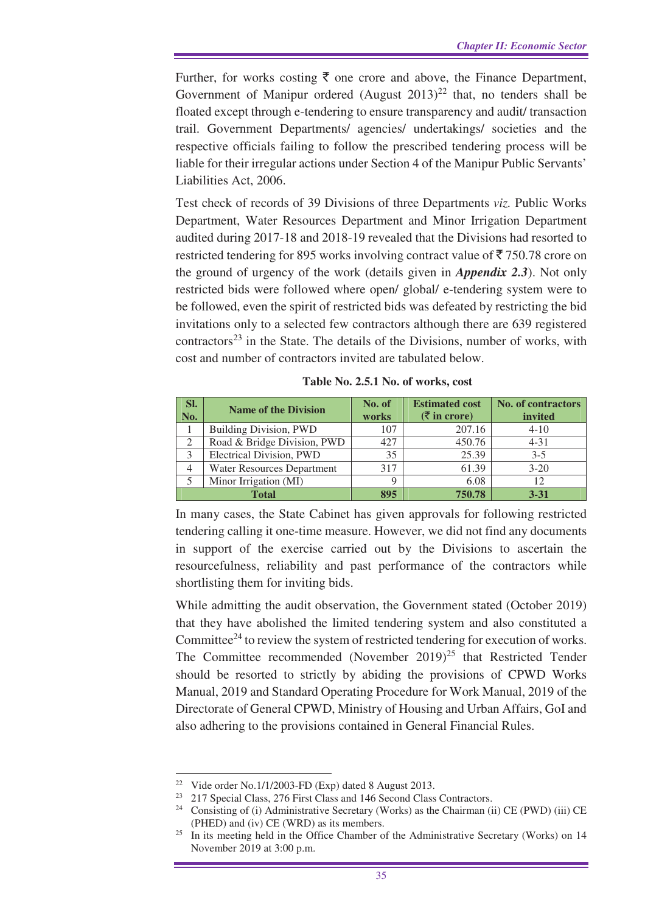Further, for works costing ₹ one crore and above, the Finance Department, Government of Manipur ordered (August 2013)[22] that, no tenders shall be floated except through e-tendering to ensure transparency and audit/ transaction trail. Government Departments/ agencies/ undertakings/ societies and the respective officials failing to follow the prescribed tendering process will be liable for their irregular actions under Section 4 of the Manipur Public Servants' Liabilities Act, 2006.

Test check of records of 39 Divisions of three Departments *viz.* Public Works Department, Water Resources Department and Minor Irrigation Department audited during 2017-18 and 2018-19 revealed that the Divisions had resorted to restricted tendering for 895 works involving contract value of ₹ 750.78 crore on the ground of urgency of the work (details given in ***Appendix 2.3***). Not only restricted bids were followed where open/ global/ e-tendering system were to be followed, even the spirit of restricted bids was defeated by restricting the bid invitations only to a selected few contractors although there are 639 registered contractors[23] in the State. The details of the Divisions, number of works, with cost and number of contractors invited are tabulated below.

**Table No. 2.5.1 No. of works, cost**

| Sl. No. | Name of the Division | No. of works | Estimated cost (₹ in crore) | No. of contractors invited |
|---|---|---|---|---|
| 1 | Building Division, PWD | 107 | 207.16 | 4-10 |
| 2 | Road & Bridge Division, PWD | 427 | 450.76 | 4-31 |
| 3 | Electrical Division, PWD | 35 | 25.39 | 3-5 |
| 4 | Water Resources Department | 317 | 61.39 | 3-20 |
| 5 | Minor Irrigation (MI) | 9 | 6.08 | 12 |
| **Total** | | **895** | **750.78** | **3-31** |

In many cases, the State Cabinet has given approvals for following restricted tendering calling it one-time measure. However, we did not find any documents in support of the exercise carried out by the Divisions to ascertain the resourcefulness, reliability and past performance of the contractors while shortlisting them for inviting bids.

While admitting the audit observation, the Government stated (October 2019) that they have abolished the limited tendering system and also constituted a Committee[24] to review the system of restricted tendering for execution of works. The Committee recommended (November 2019)[25] that Restricted Tender should be resorted to strictly by abiding the provisions of CPWD Works Manual, 2019 and Standard Operating Procedure for Work Manual, 2019 of the Directorate of General CPWD, Ministry of Housing and Urban Affairs, GoI and also adhering to the provisions contained in General Financial Rules.

---

[22] Vide order No.1/1/2003-FD (Exp) dated 8 August 2013.

[23] 217 Special Class, 276 First Class and 146 Second Class Contractors.

[24] Consisting of (i) Administrative Secretary (Works) as the Chairman (ii) CE (PWD) (iii) CE (PHED) and (iv) CE (WRD) as its members.

[25] In its meeting held in the Office Chamber of the Administrative Secretary (Works) on 14 November 2019 at 3:00 p.m.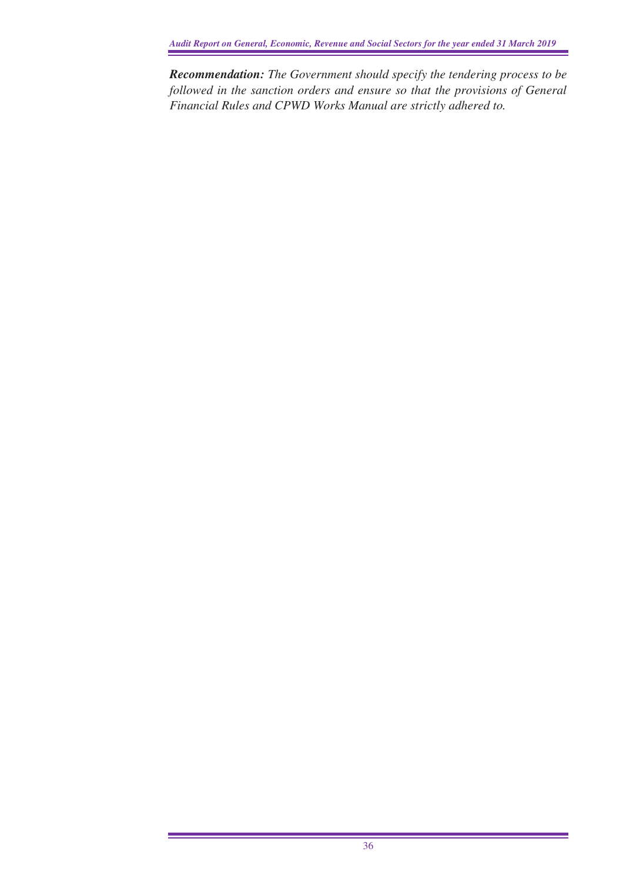***Recommendation:*** *The Government should specify the tendering process to be followed in the sanction orders and ensure so that the provisions of General Financial Rules and CPWD Works Manual are strictly adhered to.*